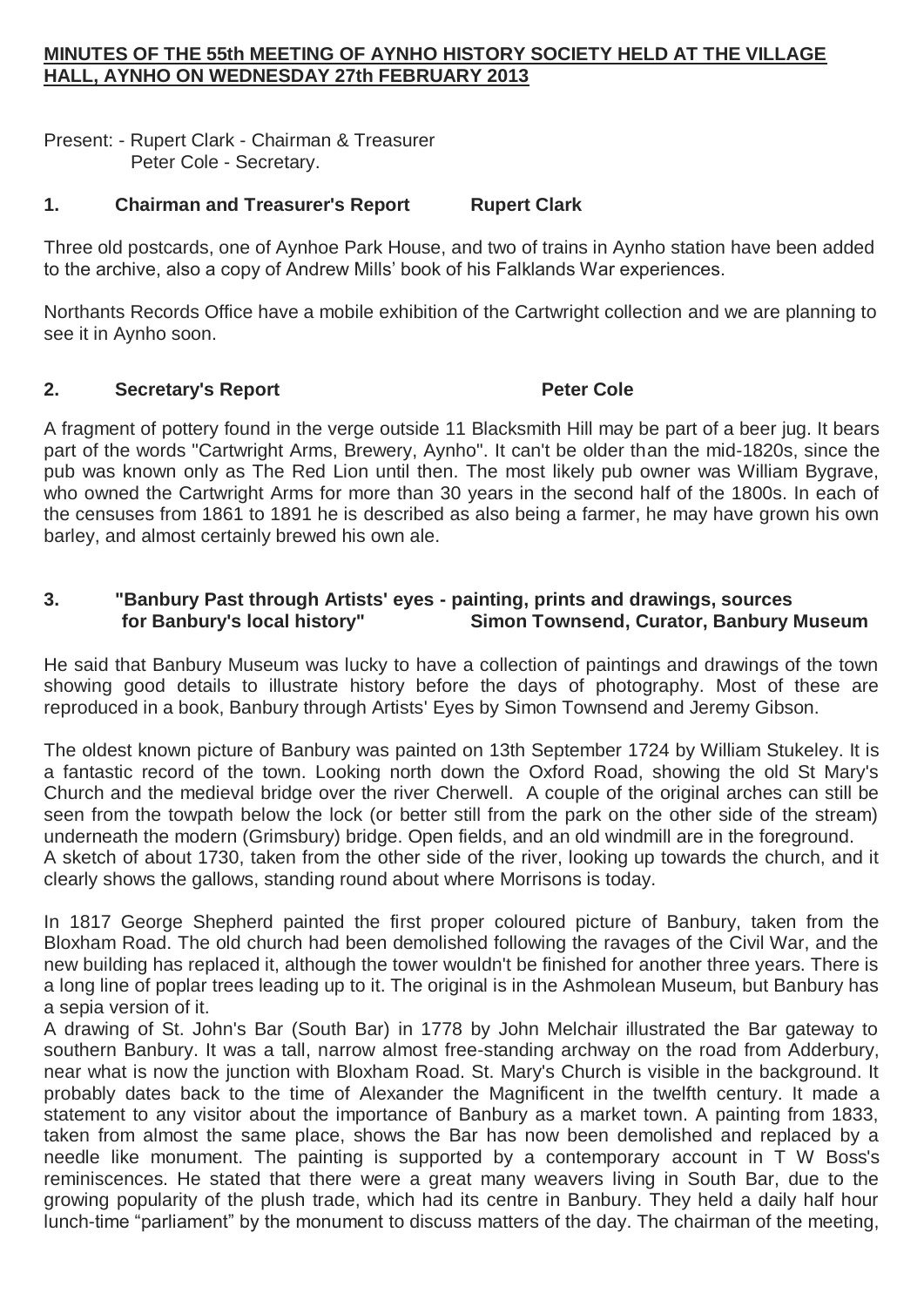**MINUTES OF THE 55th MEETING OF AYNHO HISTORY SOCIETY HELD AT THE VILLAGE HALL, AYNHO ON WEDNESDAY 27th FEBRUARY 2013**

Present: - Rupert Clark - Chairman & Treasurer
Peter Cole - Secretary.

## 1. Chairman and Treasurer's Report — Rupert Clark

Three old postcards, one of Aynhoe Park House, and two of trains in Aynho station have been added to the archive, also a copy of Andrew Mills' book of his Falklands War experiences.

Northants Records Office have a mobile exhibition of the Cartwright collection and we are planning to see it in Aynho soon.

## 2. Secretary's Report — Peter Cole

A fragment of pottery found in the verge outside 11 Blacksmith Hill may be part of a beer jug. It bears part of the words "Cartwright Arms, Brewery, Aynho". It can't be older than the mid-1820s, since the pub was known only as The Red Lion until then. The most likely pub owner was William Bygrave, who owned the Cartwright Arms for more than 30 years in the second half of the 1800s. In each of the censuses from 1861 to 1891 he is described as also being a farmer, he may have grown his own barley, and almost certainly brewed his own ale.

## 3. "Banbury Past through Artists' eyes - painting, prints and drawings, sources for Banbury's local history" — Simon Townsend, Curator, Banbury Museum

He said that Banbury Museum was lucky to have a collection of paintings and drawings of the town showing good details to illustrate history before the days of photography. Most of these are reproduced in a book, Banbury through Artists' Eyes by Simon Townsend and Jeremy Gibson.

The oldest known picture of Banbury was painted on 13th September 1724 by William Stukeley. It is a fantastic record of the town. Looking north down the Oxford Road, showing the old St Mary's Church and the medieval bridge over the river Cherwell. A couple of the original arches can still be seen from the towpath below the lock (or better still from the park on the other side of the stream) underneath the modern (Grimsbury) bridge. Open fields, and an old windmill are in the foreground.
A sketch of about 1730, taken from the other side of the river, looking up towards the church, and it clearly shows the gallows, standing round about where Morrisons is today.

In 1817 George Shepherd painted the first proper coloured picture of Banbury, taken from the Bloxham Road. The old church had been demolished following the ravages of the Civil War, and the new building has replaced it, although the tower wouldn't be finished for another three years. There is a long line of poplar trees leading up to it. The original is in the Ashmolean Museum, but Banbury has a sepia version of it.
A drawing of St. John's Bar (South Bar) in 1778 by John Melchair illustrated the Bar gateway to southern Banbury. It was a tall, narrow almost free-standing archway on the road from Adderbury, near what is now the junction with Bloxham Road. St. Mary's Church is visible in the background. It probably dates back to the time of Alexander the Magnificent in the twelfth century. It made a statement to any visitor about the importance of Banbury as a market town. A painting from 1833, taken from almost the same place, shows the Bar has now been demolished and replaced by a needle like monument. The painting is supported by a contemporary account in T W Boss's reminiscences. He stated that there were a great many weavers living in South Bar, due to the growing popularity of the plush trade, which had its centre in Banbury. They held a daily half hour lunch-time "parliament" by the monument to discuss matters of the day. The chairman of the meeting,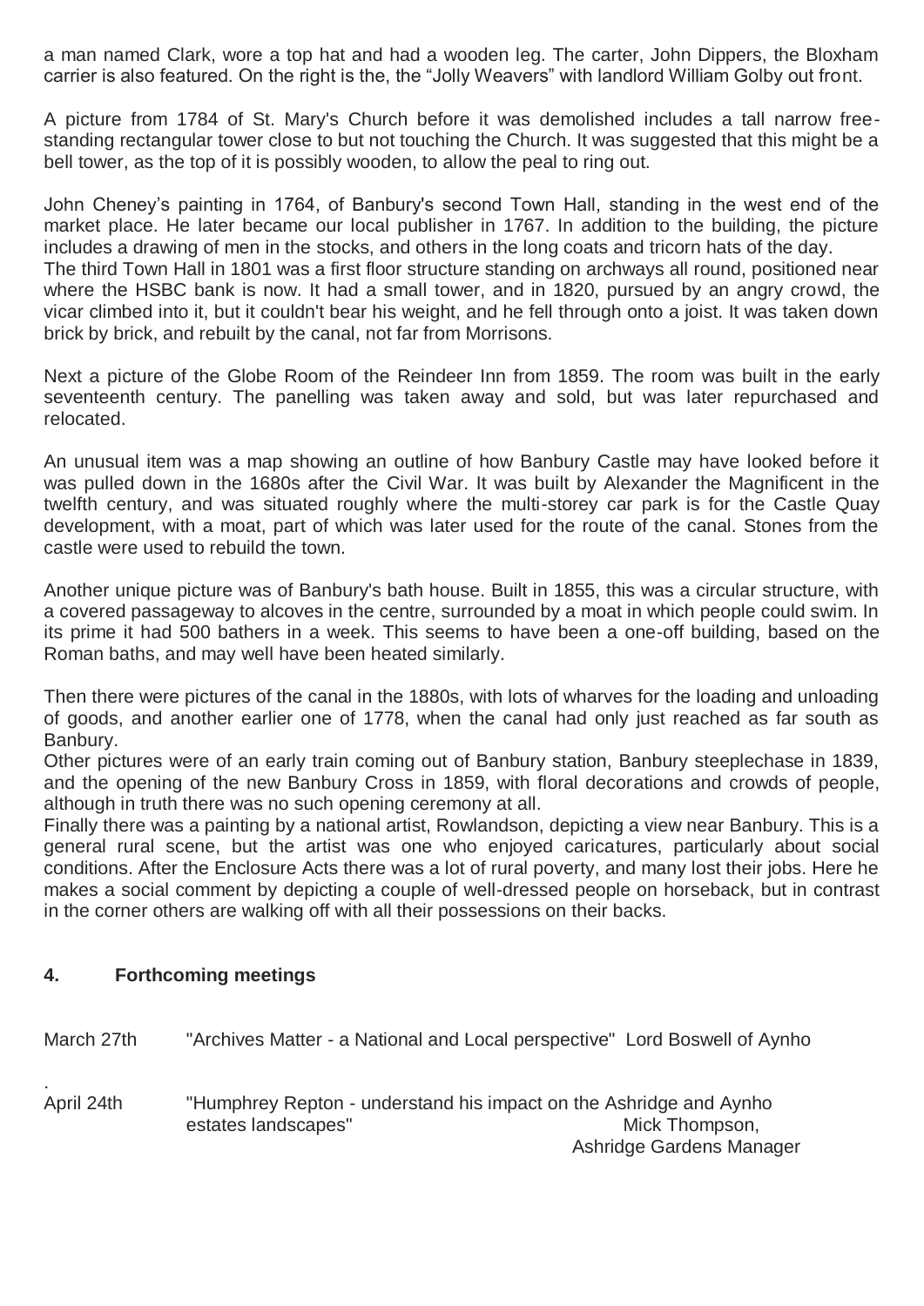a man named Clark, wore a top hat and had a wooden leg. The carter, John Dippers, the Bloxham carrier is also featured. On the right is the, the "Jolly Weavers" with landlord William Golby out front.

A picture from 1784 of St. Mary's Church before it was demolished includes a tall narrow free-standing rectangular tower close to but not touching the Church. It was suggested that this might be a bell tower, as the top of it is possibly wooden, to allow the peal to ring out.

John Cheney's painting in 1764, of Banbury's second Town Hall, standing in the west end of the market place. He later became our local publisher in 1767. In addition to the building, the picture includes a drawing of men in the stocks, and others in the long coats and tricorn hats of the day.
The third Town Hall in 1801 was a first floor structure standing on archways all round, positioned near where the HSBC bank is now. It had a small tower, and in 1820, pursued by an angry crowd, the vicar climbed into it, but it couldn't bear his weight, and he fell through onto a joist. It was taken down brick by brick, and rebuilt by the canal, not far from Morrisons.

Next a picture of the Globe Room of the Reindeer Inn from 1859. The room was built in the early seventeenth century. The panelling was taken away and sold, but was later repurchased and relocated.

An unusual item was a map showing an outline of how Banbury Castle may have looked before it was pulled down in the 1680s after the Civil War. It was built by Alexander the Magnificent in the twelfth century, and was situated roughly where the multi-storey car park is for the Castle Quay development, with a moat, part of which was later used for the route of the canal. Stones from the castle were used to rebuild the town.

Another unique picture was of Banbury's bath house. Built in 1855, this was a circular structure, with a covered passageway to alcoves in the centre, surrounded by a moat in which people could swim. In its prime it had 500 bathers in a week. This seems to have been a one-off building, based on the Roman baths, and may well have been heated similarly.

Then there were pictures of the canal in the 1880s, with lots of wharves for the loading and unloading of goods, and another earlier one of 1778, when the canal had only just reached as far south as Banbury.
Other pictures were of an early train coming out of Banbury station, Banbury steeplechase in 1839, and the opening of the new Banbury Cross in 1859, with floral decorations and crowds of people, although in truth there was no such opening ceremony at all.
Finally there was a painting by a national artist, Rowlandson, depicting a view near Banbury. This is a general rural scene, but the artist was one who enjoyed caricatures, particularly about social conditions. After the Enclosure Acts there was a lot of rural poverty, and many lost their jobs. Here he makes a social comment by depicting a couple of well-dressed people on horseback, but in contrast in the corner others are walking off with all their possessions on their backs.

## 4. Forthcoming meetings

| | | |
|---|---|---|
| March 27th | "Archives Matter - a National and Local perspective" | Lord Boswell of Aynho |
| April 24th | "Humphrey Repton - understand his impact on the Ashridge and Aynho estates landscapes" | Mick Thompson, Ashridge Gardens Manager |